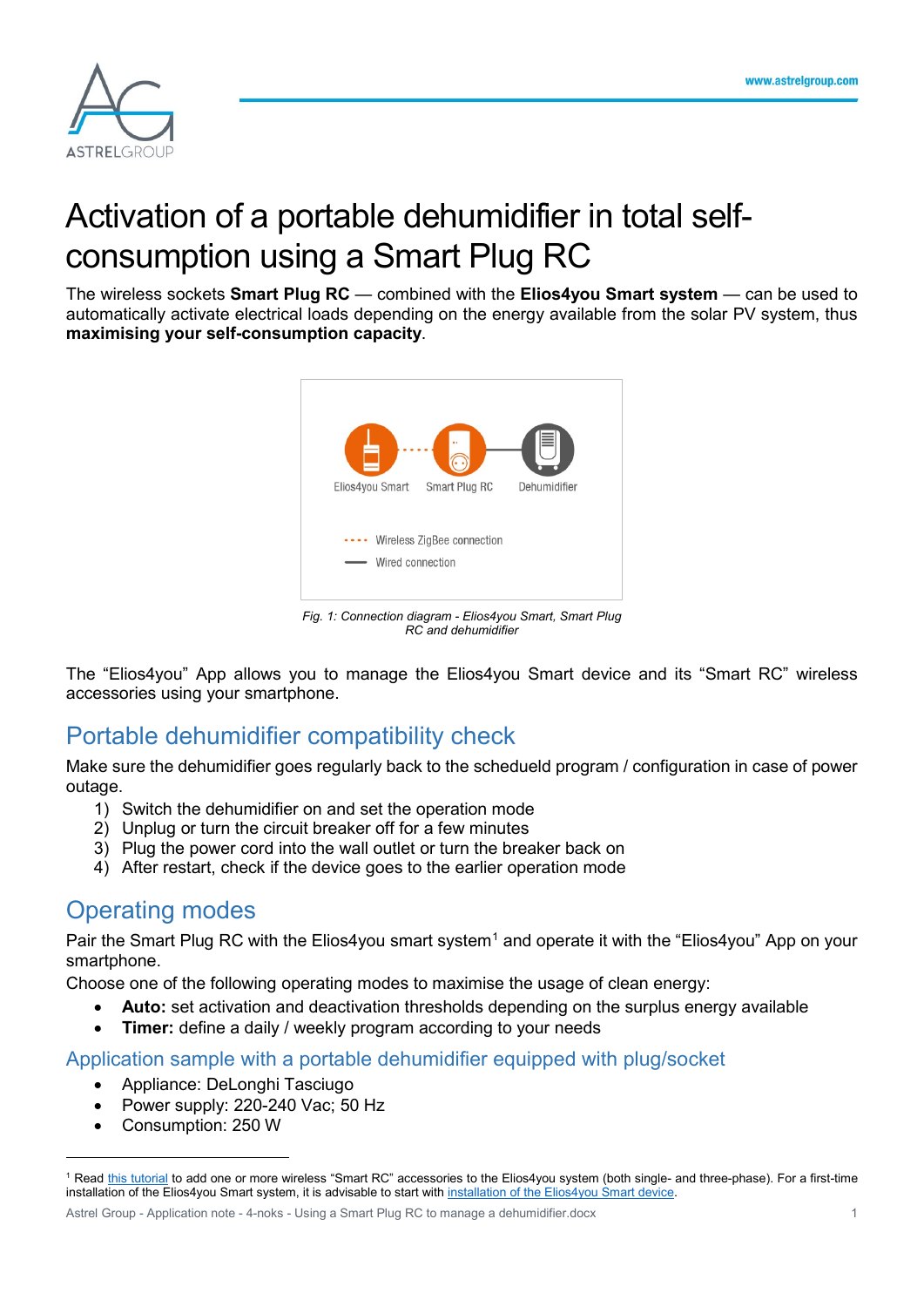# Activation of a portable dehumidifier in total self-consumption using a Smart Plug RC

The wireless sockets **Smart Plug RC** — combined with the **Elios4you Smart system** — can be used to automatically activate electrical loads depending on the energy available from the solar PV system, thus **maximising your self-consumption capacity**.

*Fig. 1: Connection diagram - Elios4you Smart, Smart Plug RC and dehumidifier*

The "Elios4you" App allows you to manage the Elios4you Smart device and its "Smart RC" wireless accessories using your smartphone.

## Portable dehumidifier compatibility check

Make sure the dehumidifier goes regularly back to the schedueld program / configuration in case of power outage.

1) Switch the dehumidifier on and set the operation mode
2) Unplug or turn the circuit breaker off for a few minutes
3) Plug the power cord into the wall outlet or turn the breaker back on
4) After restart, check if the device goes to the earlier operation mode

## Operating modes

Pair the Smart Plug RC with the Elios4you smart system[1] and operate it with the "Elios4you" App on your smartphone.

Choose one of the following operating modes to maximise the usage of clean energy:

- **Auto:** set activation and deactivation thresholds depending on the surplus energy available
- **Timer:** define a daily / weekly program according to your needs

### Application sample with a portable dehumidifier equipped with plug/socket

- Appliance: DeLonghi Tasciugo
- Power supply: 220-240 Vac; 50 Hz
- Consumption: 250 W

[1] Read this tutorial to add one or more wireless "Smart RC" accessories to the Elios4you system (both single- and three-phase). For a first-time installation of the Elios4you Smart system, it is advisable to start with installation of the Elios4you Smart device.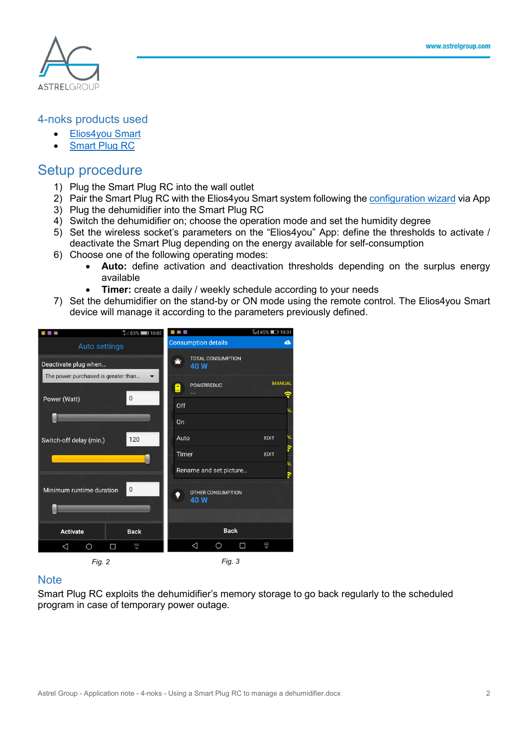## 4-noks products used

- Elios4you Smart
- Smart Plug RC

# Setup procedure

1) Plug the Smart Plug RC into the wall outlet
2) Pair the Smart Plug RC with the Elios4you Smart system following the configuration wizard via App
3) Plug the dehumidifier into the Smart Plug RC
4) Switch the dehumidifier on; choose the operation mode and set the humidity degree
5) Set the wireless socket's parameters on the "Elios4you" App: define the thresholds to activate / deactivate the Smart Plug depending on the energy available for self-consumption
6) Choose one of the following operating modes:
   - **Auto:** define activation and deactivation thresholds depending on the surplus energy available
   - **Timer:** create a daily / weekly schedule according to your needs
7) Set the dehumidifier on the stand-by or ON mode using the remote control. The Elios4you Smart device will manage it according to the parameters previously defined.

*Fig. 2*

*Fig. 3*

## Note

Smart Plug RC exploits the dehumidifier's memory storage to go back regularly to the scheduled program in case of temporary power outage.